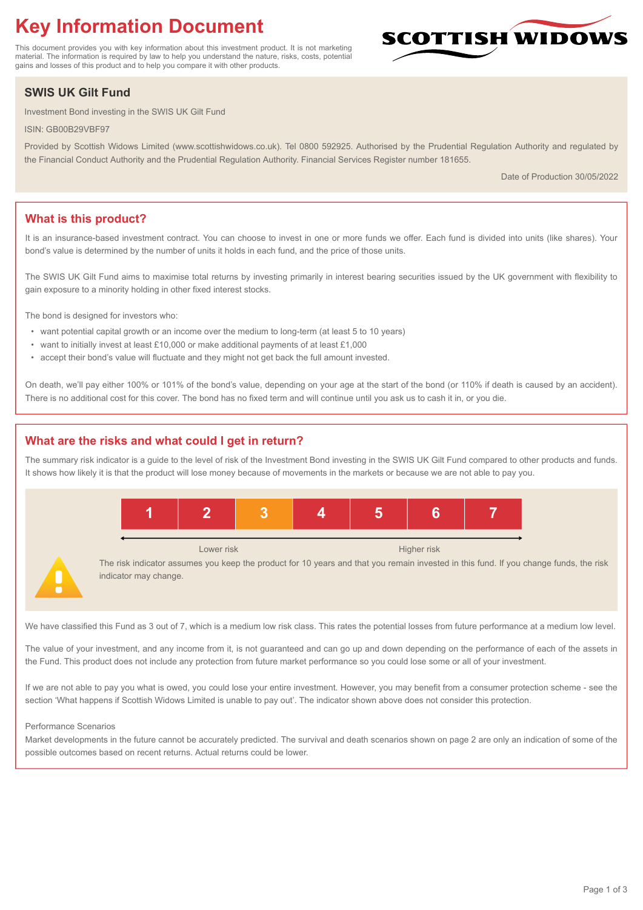# Key Information Document

This document provides you with key information about this investment product. It is not marketing material. The information is required by law to help you understand the nature, risks, costs, potential gains and losses of this product and to help you compare it with other products.

SCOTTISH WIDOWS

## SWIS UK Gilt Fund

Investment Bond investing in the SWIS UK Gilt Fund

ISIN: GB00B29VBF97

Provided by Scottish Widows Limited (www.scottishwidows.co.uk). Tel 0800 592925. Authorised by the Prudential Regulation Authority and regulated by the Financial Conduct Authority and the Prudential Regulation Authority. Financial Services Register number 181655.

Date of Production 30/05/2022

## What is this product?

It is an insurance-based investment contract. You can choose to invest in one or more funds we offer. Each fund is divided into units (like shares). Your bond's value is determined by the number of units it holds in each fund, and the price of those units.

The SWIS UK Gilt Fund aims to maximise total returns by investing primarily in interest bearing securities issued by the UK government with flexibility to gain exposure to a minority holding in other fixed interest stocks.

The bond is designed for investors who:

- want potential capital growth or an income over the medium to long-term (at least 5 to 10 years)
- want to initially invest at least £10,000 or make additional payments of at least £1,000
- accept their bond's value will fluctuate and they might not get back the full amount invested.

On death, we'll pay either 100% or 101% of the bond's value, depending on your age at the start of the bond (or 110% if death is caused by an accident). There is no additional cost for this cover. The bond has no fixed term and will continue until you ask us to cash it in, or you die.

## What are the risks and what could I get in return?

The summary risk indicator is a guide to the level of risk of the Investment Bond investing in the SWIS UK Gilt Fund compared to other products and funds. It shows how likely it is that the product will lose money because of movements in the markets or because we are not able to pay you.

| 1 | 2 | **3** | 4 | 5 | 6 | 7 |
|---|---|---|---|---|---|---|

Lower risk ← → Higher risk

The risk indicator assumes you keep the product for 10 years and that you remain invested in this fund. If you change funds, the risk indicator may change.

We have classified this Fund as 3 out of 7, which is a medium low risk class. This rates the potential losses from future performance at a medium low level.

The value of your investment, and any income from it, is not guaranteed and can go up and down depending on the performance of each of the assets in the Fund. This product does not include any protection from future market performance so you could lose some or all of your investment.

If we are not able to pay you what is owed, you could lose your entire investment. However, you may benefit from a consumer protection scheme - see the section 'What happens if Scottish Widows Limited is unable to pay out'. The indicator shown above does not consider this protection.

Performance Scenarios

Market developments in the future cannot be accurately predicted. The survival and death scenarios shown on page 2 are only an indication of some of the possible outcomes based on recent returns. Actual returns could be lower.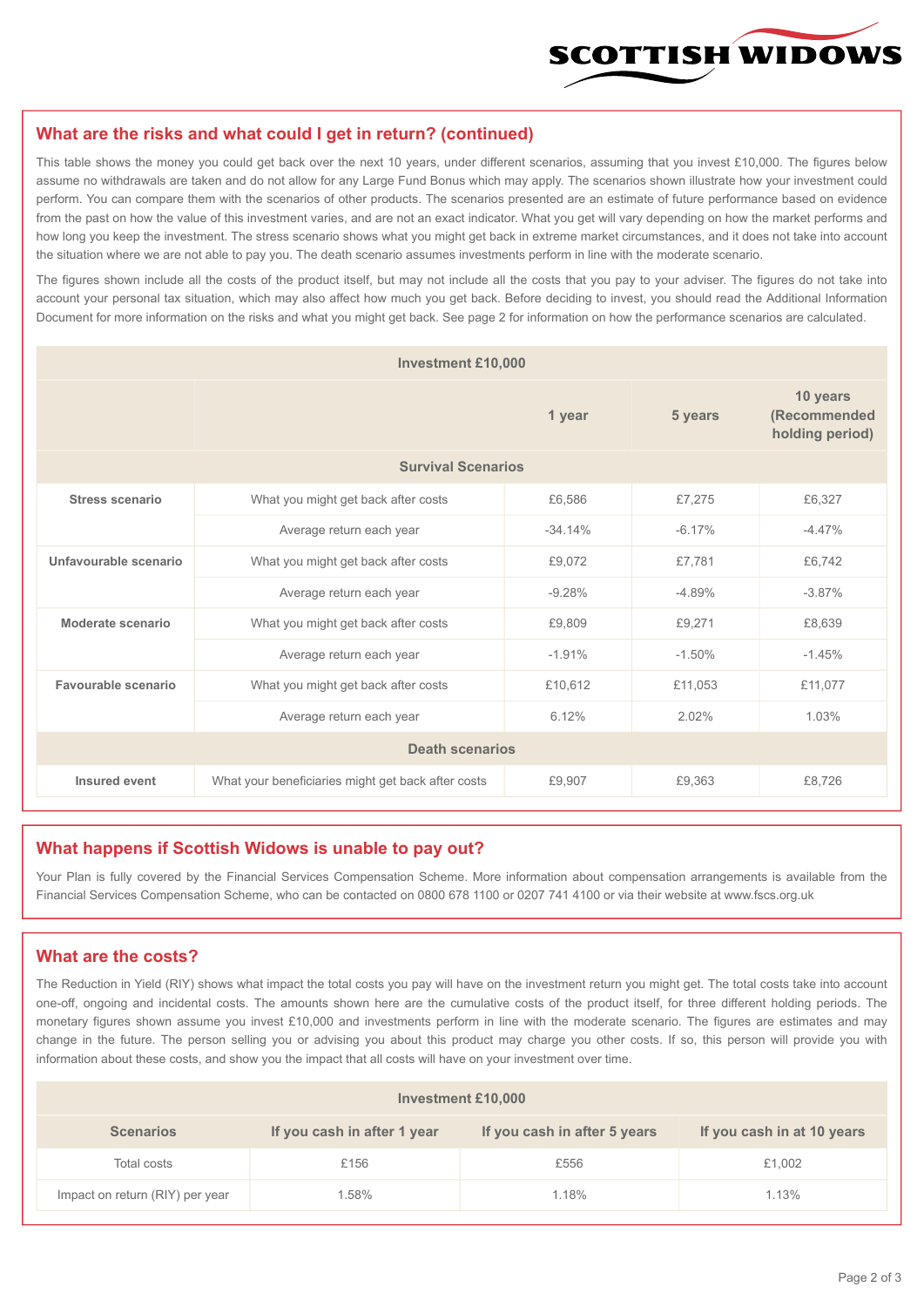## What are the risks and what could I get in return? (continued)

This table shows the money you could get back over the next 10 years, under different scenarios, assuming that you invest £10,000. The figures below assume no withdrawals are taken and do not allow for any Large Fund Bonus which may apply. The scenarios shown illustrate how your investment could perform. You can compare them with the scenarios of other products. The scenarios presented are an estimate of future performance based on evidence from the past on how the value of this investment varies, and are not an exact indicator. What you get will vary depending on how the market performs and how long you keep the investment. The stress scenario shows what you might get back in extreme market circumstances, and it does not take into account the situation where we are not able to pay you. The death scenario assumes investments perform in line with the moderate scenario.

The figures shown include all the costs of the product itself, but may not include all the costs that you pay to your adviser. The figures do not take into account your personal tax situation, which may also affect how much you get back. Before deciding to invest, you should read the Additional Information Document for more information on the risks and what you might get back. See page 2 for information on how the performance scenarios are calculated.

| Investment £10,000 | | | | |
|---|---|---|---|---|
| | | **1 year** | **5 years** | **10 years (Recommended holding period)** |
| **Survival Scenarios** | | | | |
| **Stress scenario** | What you might get back after costs | £6,586 | £7,275 | £6,327 |
| | Average return each year | -34.14% | -6.17% | -4.47% |
| **Unfavourable scenario** | What you might get back after costs | £9,072 | £7,781 | £6,742 |
| | Average return each year | -9.28% | -4.89% | -3.87% |
| **Moderate scenario** | What you might get back after costs | £9,809 | £9,271 | £8,639 |
| | Average return each year | -1.91% | -1.50% | -1.45% |
| **Favourable scenario** | What you might get back after costs | £10,612 | £11,053 | £11,077 |
| | Average return each year | 6.12% | 2.02% | 1.03% |
| **Death scenarios** | | | | |
| **Insured event** | What your beneficiaries might get back after costs | £9,907 | £9,363 | £8,726 |

## What happens if Scottish Widows is unable to pay out?

Your Plan is fully covered by the Financial Services Compensation Scheme. More information about compensation arrangements is available from the Financial Services Compensation Scheme, who can be contacted on 0800 678 1100 or 0207 741 4100 or via their website at www.fscs.org.uk

## What are the costs?

The Reduction in Yield (RIY) shows what impact the total costs you pay will have on the investment return you might get. The total costs take into account one-off, ongoing and incidental costs. The amounts shown here are the cumulative costs of the product itself, for three different holding periods. The monetary figures shown assume you invest £10,000 and investments perform in line with the moderate scenario. The figures are estimates and may change in the future. The person selling you or advising you about this product may charge you other costs. If so, this person will provide you with information about these costs, and show you the impact that all costs will have on your investment over time.

| Investment £10,000 | | | |
|---|---|---|---|
| **Scenarios** | **If you cash in after 1 year** | **If you cash in after 5 years** | **If you cash in at 10 years** |
| Total costs | £156 | £556 | £1,002 |
| Impact on return (RIY) per year | 1.58% | 1.18% | 1.13% |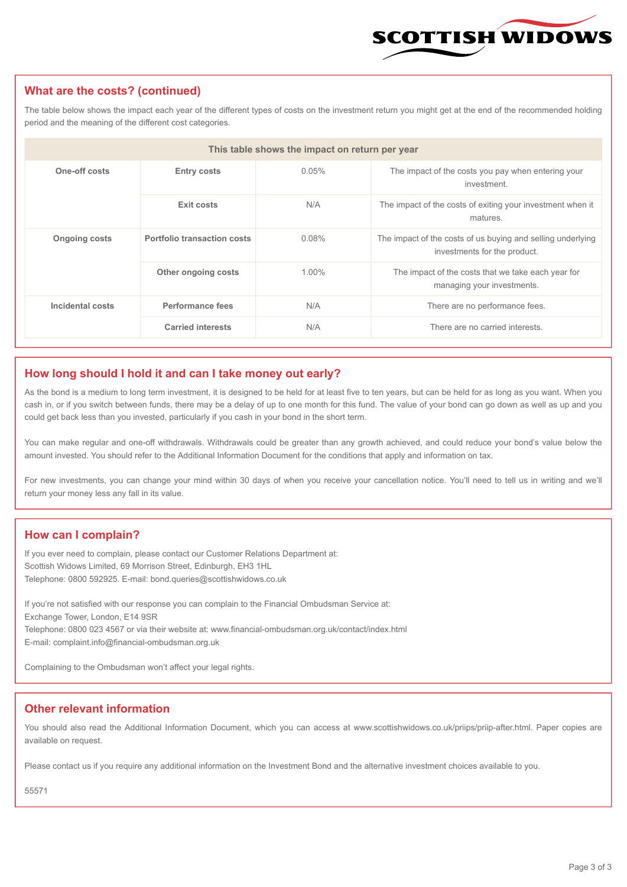## What are the costs? (continued)

The table below shows the impact each year of the different types of costs on the investment return you might get at the end of the recommended holding period and the meaning of the different cost categories.

| This table shows the impact on return per year | | | |
|---|---|---|---|
| **One-off costs** | **Entry costs** | 0.05% | The impact of the costs you pay when entering your investment. |
| | **Exit costs** | N/A | The impact of the costs of exiting your investment when it matures. |
| **Ongoing costs** | **Portfolio transaction costs** | 0.08% | The impact of the costs of us buying and selling underlying investments for the product. |
| | **Other ongoing costs** | 1.00% | The impact of the costs that we take each year for managing your investments. |
| **Incidental costs** | **Performance fees** | N/A | There are no performance fees. |
| | **Carried interests** | N/A | There are no carried interests. |

## How long should I hold it and can I take money out early?

As the bond is a medium to long term investment, it is designed to be held for at least five to ten years, but can be held for as long as you want. When you cash in, or if you switch between funds, there may be a delay of up to one month for this fund. The value of your bond can go down as well as up and you could get back less than you invested, particularly if you cash in your bond in the short term.

You can make regular and one-off withdrawals. Withdrawals could be greater than any growth achieved, and could reduce your bond's value below the amount invested. You should refer to the Additional Information Document for the conditions that apply and information on tax.

For new investments, you can change your mind within 30 days of when you receive your cancellation notice. You'll need to tell us in writing and we'll return your money less any fall in its value.

## How can I complain?

If you ever need to complain, please contact our Customer Relations Department at:
Scottish Widows Limited, 69 Morrison Street, Edinburgh, EH3 1HL
Telephone: 0800 592925. E-mail: bond.queries@scottishwidows.co.uk

If you're not satisfied with our response you can complain to the Financial Ombudsman Service at:
Exchange Tower, London, E14 9SR
Telephone: 0800 023 4567 or via their website at: www.financial-ombudsman.org.uk/contact/index.html
E-mail: complaint.info@financial-ombudsman.org.uk

Complaining to the Ombudsman won't affect your legal rights.

## Other relevant information

You should also read the Additional Information Document, which you can access at www.scottishwidows.co.uk/priips/priip-after.html. Paper copies are available on request.

Please contact us if you require any additional information on the Investment Bond and the alternative investment choices available to you.

55571